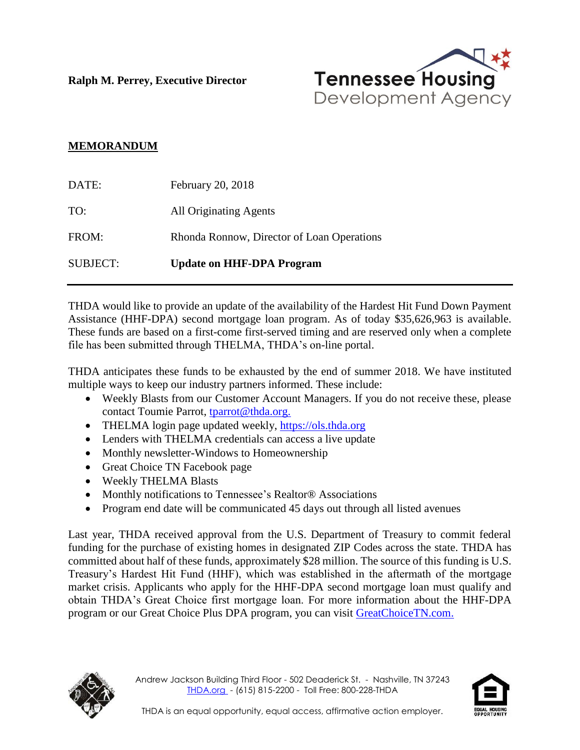**Ralph M. Perrey, Executive Director**

Tennessee Housing Development Agency

## MEMORANDUM

| | |
|---|---|
| DATE: | February 20, 2018 |
| TO: | All Originating Agents |
| FROM: | Rhonda Ronnow, Director of Loan Operations |
| SUBJECT: | **Update on HHF-DPA Program** |

THDA would like to provide an update of the availability of the Hardest Hit Fund Down Payment Assistance (HHF-DPA) second mortgage loan program. As of today $35,626,963 is available. These funds are based on a first-come first-served timing and are reserved only when a complete file has been submitted through THELMA, THDA's on-line portal.

THDA anticipates these funds to be exhausted by the end of summer 2018. We have instituted multiple ways to keep our industry partners informed. These include:

- Weekly Blasts from our Customer Account Managers. If you do not receive these, please contact Toumie Parrot, tparrot@thda.org.
- THELMA login page updated weekly, https://ols.thda.org
- Lenders with THELMA credentials can access a live update
- Monthly newsletter-Windows to Homeownership
- Great Choice TN Facebook page
- Weekly THELMA Blasts
- Monthly notifications to Tennessee's Realtor® Associations
- Program end date will be communicated 45 days out through all listed avenues

Last year, THDA received approval from the U.S. Department of Treasury to commit federal funding for the purchase of existing homes in designated ZIP Codes across the state. THDA has committed about half of these funds, approximately $28 million. The source of this funding is U.S. Treasury's Hardest Hit Fund (HHF), which was established in the aftermath of the mortgage market crisis. Applicants who apply for the HHF-DPA second mortgage loan must qualify and obtain THDA's Great Choice first mortgage loan. For more information about the HHF-DPA program or our Great Choice Plus DPA program, you can visit GreatChoiceTN.com.

Andrew Jackson Building Third Floor - 502 Deaderick St. - Nashville, TN 37243
THDA.org - (615) 815-2200 - Toll Free: 800-228-THDA

THDA is an equal opportunity, equal access, affirmative action employer.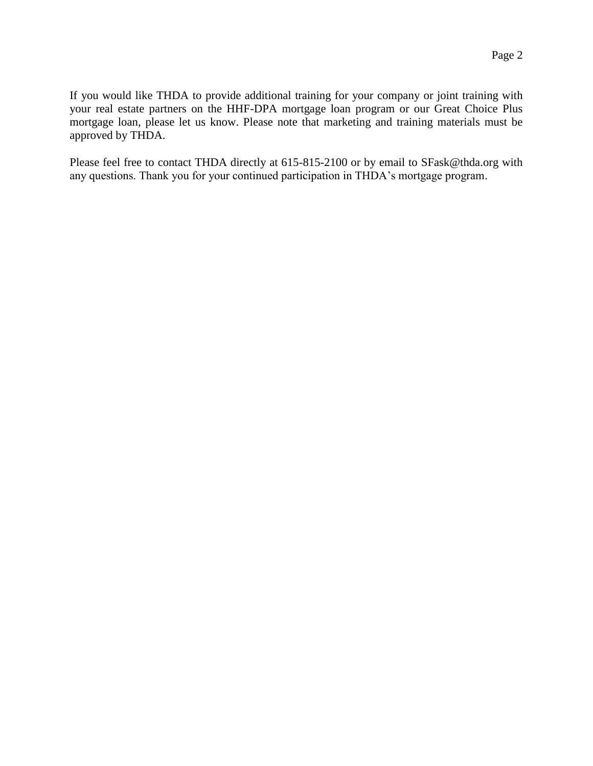If you would like THDA to provide additional training for your company or joint training with your real estate partners on the HHF-DPA mortgage loan program or our Great Choice Plus mortgage loan, please let us know. Please note that marketing and training materials must be approved by THDA.

Please feel free to contact THDA directly at 615-815-2100 or by email to SFask@thda.org with any questions. Thank you for your continued participation in THDA's mortgage program.